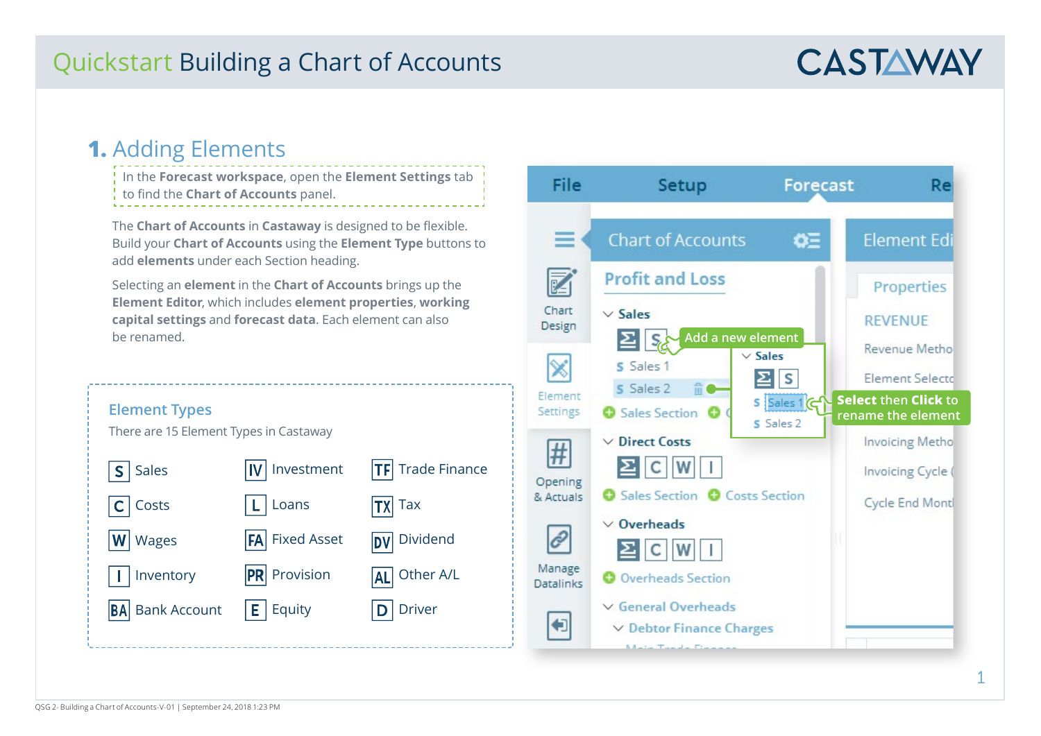# Quickstart Building a Chart of Accounts

## 1. Adding Elements

In the **Forecast workspace**, open the **Element Settings** tab to find the **Chart of Accounts** panel.

The **Chart of Accounts** in **Castaway** is designed to be flexible. Build your **Chart of Accounts** using the **Element Type** buttons to add **elements** under each Section heading.

Selecting an **element** in the **Chart of Accounts** brings up the **Element Editor**, which includes **element properties**, **working capital settings** and **forecast data**. Each element can also be renamed.

### Element Types

There are 15 Element Types in Castaway

| | | |
|---|---|---|
| S Sales | IV Investment | TF Trade Finance |
| C Costs | L Loans | TX Tax |
| W Wages | FA Fixed Asset | DV Dividend |
| I Inventory | PR Provision | AL Other A/L |
| BA Bank Account | E Equity | D Driver |

File | Setup | Forecast | Re

Chart of Accounts

Profit and Loss

Sales

Add a new element

Sales 1

Sales 2

Select then **Click** to rename the element

Sales Section

Direct Costs

Sales Section | Costs Section

Overheads

Overheads Section

General Overheads

Debtor Finance Charges

Chart Design | Element Settings | Opening & Actuals | Manage Datalinks

Element Edi

Properties

REVENUE

Revenue Metho

Element Selecto

Invoicing Metho

Invoicing Cycle

Cycle End Mont

QSG 2- Building a Chart of Accounts-V-01 | September 24, 2018 1:23 PM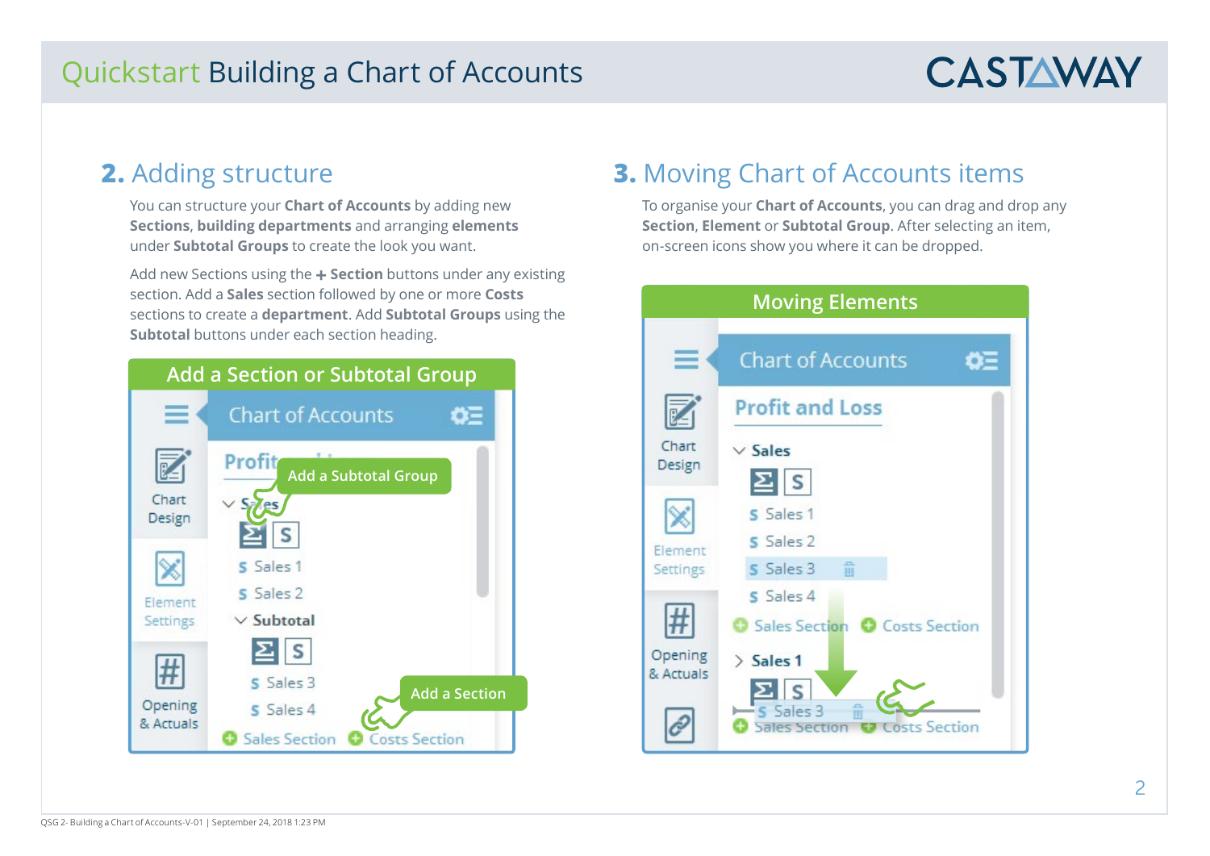# Quickstart Building a Chart of Accounts

## 2. Adding structure

You can structure your **Chart of Accounts** by adding new **Sections**, **building departments** and arranging **elements** under **Subtotal Groups** to create the look you want.

Add new Sections using the **+ Section** buttons under any existing section. Add a **Sales** section followed by one or more **Costs** sections to create a **department**. Add **Subtotal Groups** using the **Subtotal** buttons under each section heading.

**Add a Section or Subtotal Group**

## 3. Moving Chart of Accounts items

To organise your **Chart of Accounts**, you can drag and drop any **Section**, **Element** or **Subtotal Group**. After selecting an item, on-screen icons show you where it can be dropped.

**Moving Elements**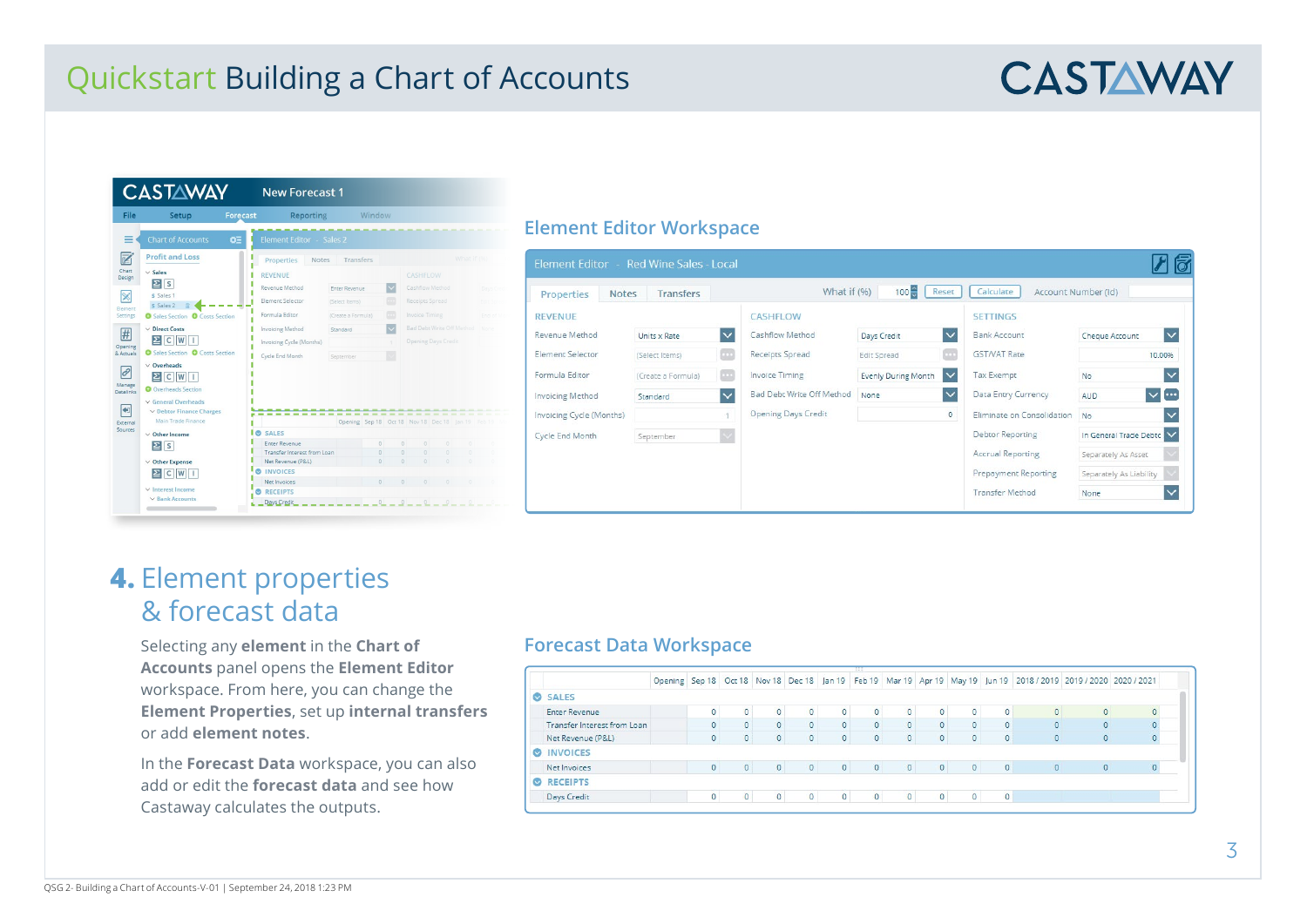# Quickstart Building a Chart of Accounts

## Element Editor Workspace

## 4. Element properties & forecast data

Selecting any **element** in the **Chart of Accounts** panel opens the **Element Editor** workspace. From here, you can change the **Element Properties**, set up **internal transfers** or add **element notes**.

In the **Forecast Data** workspace, you can also add or edit the **forecast data** and see how Castaway calculates the outputs.

## Forecast Data Workspace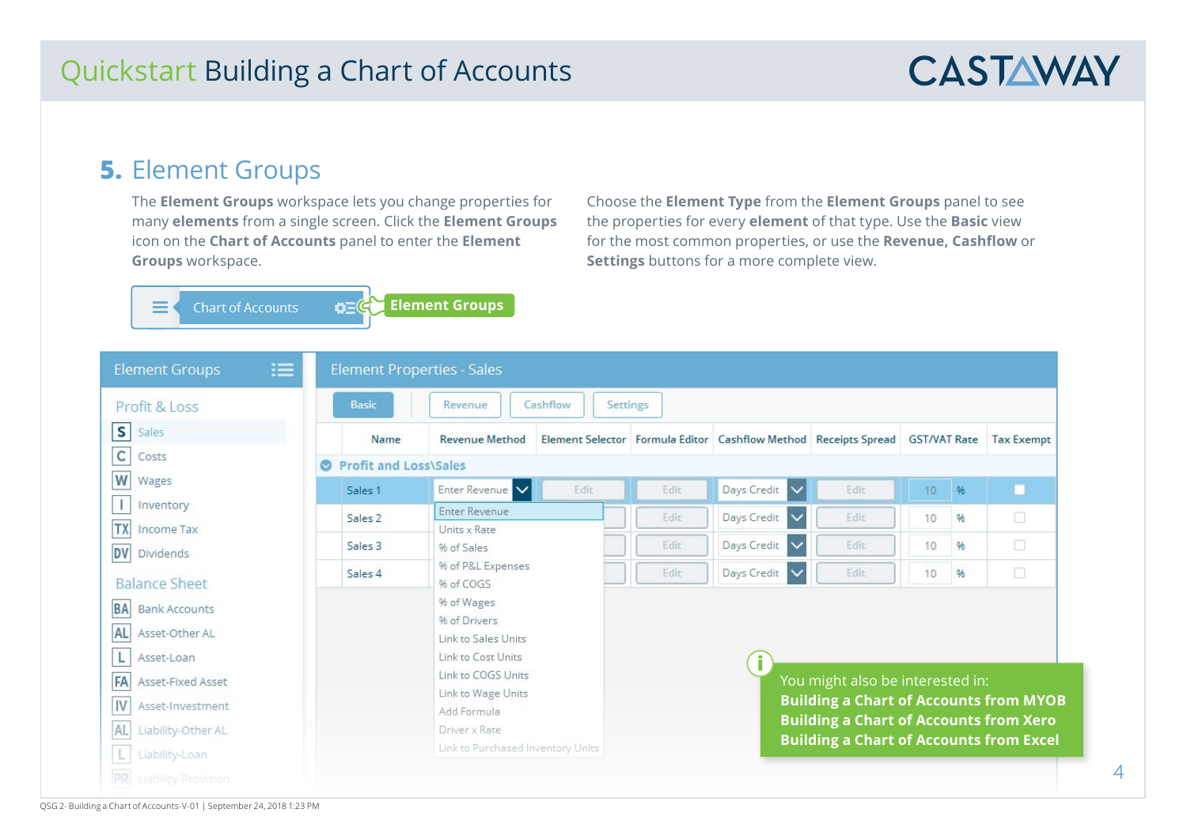## 5. Element Groups

The **Element Groups** workspace lets you change properties for many **elements** from a single screen. Click the **Element Groups** icon on the **Chart of Accounts** panel to enter the **Element Groups** workspace.

Choose the **Element Type** from the **Element Groups** panel to see the properties for every **element** of that type. Use the **Basic** view for the most common properties, or use the **Revenue, Cashflow** or **Settings** buttons for a more complete view.

Chart of Accounts

Element Groups

You might also be interested in:

**Building a Chart of Accounts from MYOB**

**Building a Chart of Accounts from Xero**

**Building a Chart of Accounts from Excel**